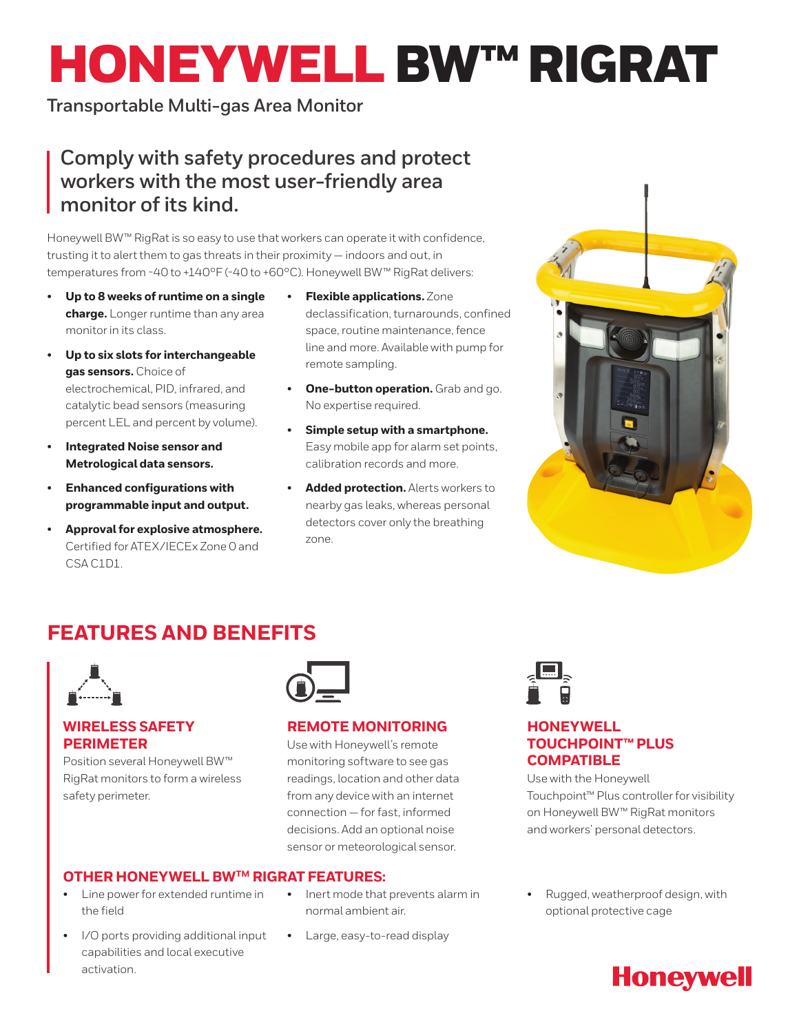# HONEYWELL BW™ RIGRAT

Transportable Multi-gas Area Monitor

## Comply with safety procedures and protect workers with the most user-friendly area monitor of its kind.

Honeywell BW™ RigRat is so easy to use that workers can operate it with confidence, trusting it to alert them to gas threats in their proximity — indoors and out, in temperatures from -40 to +140°F (-40 to +60°C). Honeywell BW™ RigRat delivers:

- **Up to 8 weeks of runtime on a single charge.** Longer runtime than any area monitor in its class.
- **Up to six slots for interchangeable gas sensors.** Choice of electrochemical, PID, infrared, and catalytic bead sensors (measuring percent LEL and percent by volume).
- **Integrated Noise sensor and Metrological data sensors.**
- **Enhanced configurations with programmable input and output.**
- **Approval for explosive atmosphere.** Certified for ATEX/IECEx Zone 0 and CSA C1D1.
- **Flexible applications.** Zone declassification, turnarounds, confined space, routine maintenance, fence line and more. Available with pump for remote sampling.
- **One-button operation.** Grab and go. No expertise required.
- **Simple setup with a smartphone.** Easy mobile app for alarm set points, calibration records and more.
- **Added protection.** Alerts workers to nearby gas leaks, whereas personal detectors cover only the breathing zone.

## FEATURES AND BENEFITS

### WIRELESS SAFETY PERIMETER

Position several Honeywell BW™ RigRat monitors to form a wireless safety perimeter.

### REMOTE MONITORING

Use with Honeywell's remote monitoring software to see gas readings, location and other data from any device with an internet connection — for fast, informed decisions. Add an optional noise sensor or meteorological sensor.

### HONEYWELL TOUCHPOINT™ PLUS COMPATIBLE

Use with the Honeywell Touchpoint™ Plus controller for visibility on Honeywell BW™ RigRat monitors and workers' personal detectors.

### OTHER HONEYWELL BW™ RIGRAT FEATURES:

- Line power for extended runtime in the field
- I/O ports providing additional input capabilities and local executive activation.
- Inert mode that prevents alarm in normal ambient air.
- Large, easy-to-read display
- Rugged, weatherproof design, with optional protective cage

Honeywell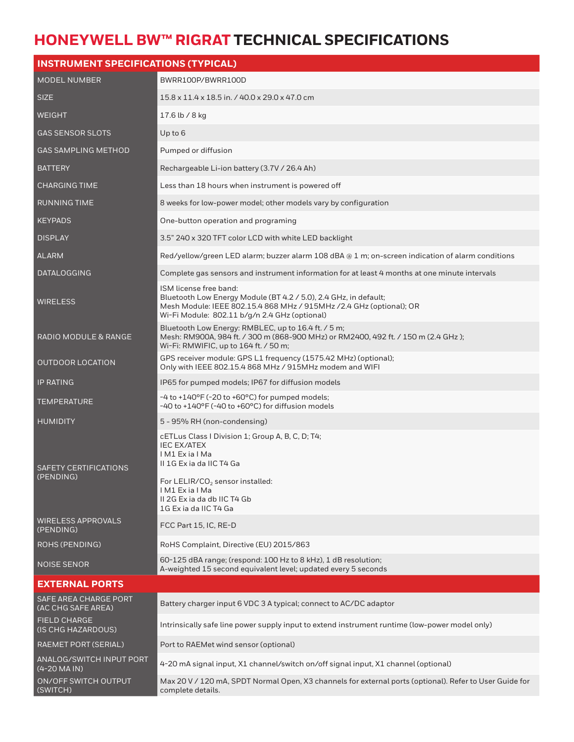# HONEYWELL BW™ RIGRAT TECHNICAL SPECIFICATIONS

| INSTRUMENT SPECIFICATIONS (TYPICAL) | |
|---|---|
| MODEL NUMBER | BWRR100P/BWRR100D |
| SIZE | 15.8 x 11.4 x 18.5 in. / 40.0 x 29.0 x 47.0 cm |
| WEIGHT | 17.6 lb / 8 kg |
| GAS SENSOR SLOTS | Up to 6 |
| GAS SAMPLING METHOD | Pumped or diffusion |
| BATTERY | Rechargeable Li-ion battery (3.7V / 26.4 Ah) |
| CHARGING TIME | Less than 18 hours when instrument is powered off |
| RUNNING TIME | 8 weeks for low-power model; other models vary by configuration |
| KEYPADS | One-button operation and programing |
| DISPLAY | 3.5" 240 x 320 TFT color LCD with white LED backlight |
| ALARM | Red/yellow/green LED alarm; buzzer alarm 108 dBA @ 1 m; on-screen indication of alarm conditions |
| DATALOGGING | Complete gas sensors and instrument information for at least 4 months at one minute intervals |
| WIRELESS | ISM license free band:<br>Bluetooth Low Energy Module (BT 4.2 / 5.0), 2.4 GHz, in default;<br>Mesh Module: IEEE 802.15.4 868 MHz / 915MHz /2.4 GHz (optional); OR<br>Wi-Fi Module: 802.11 b/g/n 2.4 GHz (optional) |
| RADIO MODULE & RANGE | Bluetooth Low Energy: RMBLEC, up to 16.4 ft. / 5 m;<br>Mesh: RM900A, 984 ft. / 300 m (868-900 MHz) or RM2400, 492 ft. / 150 m (2.4 GHz );<br>Wi-Fi: RMWIFIC, up to 164 ft. / 50 m; |
| OUTDOOR LOCATION | GPS receiver module: GPS L1 frequency (1575.42 MHz) (optional);<br>Only with IEEE 802.15.4 868 MHz / 915MHz modem and WIFI |
| IP RATING | IP65 for pumped models; IP67 for diffusion models |
| TEMPERATURE | -4 to +140°F (-20 to +60°C) for pumped models;<br>-40 to +140°F (-40 to +60°C) for diffusion models |
| HUMIDITY | 5 - 95% RH (non-condensing) |
| SAFETY CERTIFICATIONS (PENDING) | cETLus Class I Division 1; Group A, B, C, D; T4;<br>IEC EX/ATEX<br>I M1 Ex ia I Ma<br>II 1G Ex ia da IIC T4 Ga<br><br>For LELIR/$CO_2$ sensor installed:<br>I M1 Ex ia I Ma<br>II 2G Ex ia da db IIC T4 Gb<br>1G Ex ia da IIC T4 Ga |
| WIRELESS APPROVALS (PENDING) | FCC Part 15, IC, RE-D |
| ROHS (PENDING) | RoHS Complaint, Directive (EU) 2015/863 |
| NOISE SENOR | 60-125 dBA range; (respond: 100 Hz to 8 kHz), 1 dB resolution;<br>A-weighted 15 second equivalent level; updated every 5 seconds |
| **EXTERNAL PORTS** | |
| SAFE AREA CHARGE PORT (AC CHG SAFE AREA) | Battery charger input 6 VDC 3 A typical; connect to AC/DC adaptor |
| FIELD CHARGE (IS CHG HAZARDOUS) | Intrinsically safe line power supply input to extend instrument runtime (low-power model only) |
| RAEMET PORT (SERIAL) | Port to RAEMet wind sensor (optional) |
| ANALOG/SWITCH INPUT PORT (4-20 MA IN) | 4-20 mA signal input, X1 channel/switch on/off signal input, X1 channel (optional) |
| ON/OFF SWITCH OUTPUT (SWITCH) | Max 20 V / 120 mA, SPDT Normal Open, X3 channels for external ports (optional). Refer to User Guide for complete details. |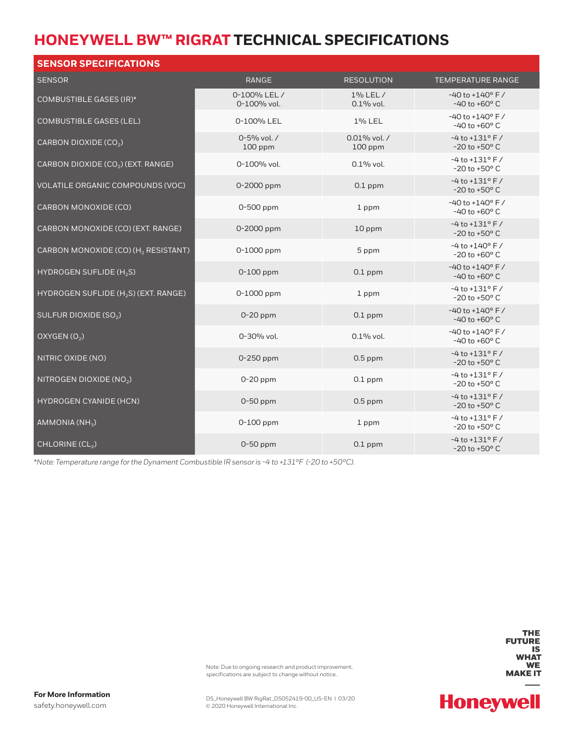# HONEYWELL BW™ RIGRAT TECHNICAL SPECIFICATIONS

## SENSOR SPECIFICATIONS

| SENSOR | RANGE | RESOLUTION | TEMPERATURE RANGE |
|---|---|---|---|
| COMBUSTIBLE GASES (IR)* | 0-100% LEL / 0-100% vol. | 1% LEL / 0.1% vol. | -40 to +140° F / -40 to +60° C |
| COMBUSTIBLE GASES (LEL) | 0-100% LEL | 1% LEL | -40 to +140° F / -40 to +60° C |
| CARBON DIOXIDE ($CO_2$) | 0-5% vol. / 100 ppm | 0.01% vol. / 100 ppm | -4 to +131° F / -20 to +50° C |
| CARBON DIOXIDE ($CO_2$) (EXT. RANGE) | 0-100% vol. | 0.1% vol. | -4 to +131° F / -20 to +50° C |
| VOLATILE ORGANIC COMPOUNDS (VOC) | 0-2000 ppm | 0.1 ppm | -4 to +131° F / -20 to +50° C |
| CARBON MONOXIDE (CO) | 0-500 ppm | 1 ppm | -40 to +140° F / -40 to +60° C |
| CARBON MONOXIDE (CO) (EXT. RANGE) | 0-2000 ppm | 10 ppm | -4 to +131° F / -20 to +50° C |
| CARBON MONOXIDE (CO) ($H_2$ RESISTANT) | 0-1000 ppm | 5 ppm | -4 to +140° F / -20 to +60° C |
| HYDROGEN SUFLIDE ($H_2S$) | 0-100 ppm | 0.1 ppm | -40 to +140° F / -40 to +60° C |
| HYDROGEN SUFLIDE ($H_2S$) (EXT. RANGE) | 0-1000 ppm | 1 ppm | -4 to +131° F / -20 to +50° C |
| SULFUR DIOXIDE ($SO_2$) | 0-20 ppm | 0.1 ppm | -40 to +140° F / -40 to +60° C |
| OXYGEN ($O_2$) | 0-30% vol. | 0.1% vol. | -40 to +140° F / -40 to +60° C |
| NITRIC OXIDE (NO) | 0-250 ppm | 0.5 ppm | -4 to +131° F / -20 to +50° C |
| NITROGEN DIOXIDE ($NO_2$) | 0-20 ppm | 0.1 ppm | -4 to +131° F / -20 to +50° C |
| HYDROGEN CYANIDE (HCN) | 0-50 ppm | 0.5 ppm | -4 to +131° F / -20 to +50° C |
| AMMONIA ($NH_3$) | 0-100 ppm | 1 ppm | -4 to +131° F / -20 to +50° C |
| CHLORINE ($CL_2$) | 0-50 ppm | 0.1 ppm | -4 to +131° F / -20 to +50° C |

*Note: Temperature range for the Dynament Combustible IR sensor is -4 to +131°F (-20 to +50°C).*

Note: Due to ongoing research and product improvement, specifications are subject to change without notice..

THE FUTURE IS WHAT WE MAKE IT

**For More Information**
safety.honeywell.com

DS_Honeywell BW RigRat_DS052419-00_US-EN | 03/20
© 2020 Honeywell International Inc.

Honeywell